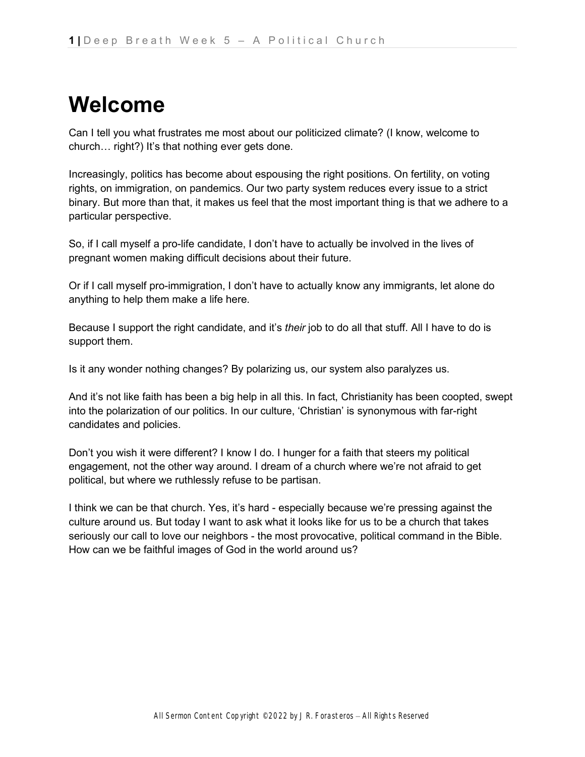# Welcome

Can I tell you what frustrates me most about our politicized climate? (I know, welcome to church… right?) It's that nothing ever gets done.

Increasingly, politics has become about espousing the right positions. On fertility, on voting rights, on immigration, on pandemics. Our two party system reduces every issue to a strict binary. But more than that, it makes us feel that the most important thing is that we adhere to a particular perspective.

So, if I call myself a pro-life candidate, I don't have to actually be involved in the lives of pregnant women making difficult decisions about their future.

Or if I call myself pro-immigration, I don't have to actually know any immigrants, let alone do anything to help them make a life here.

Because I support the right candidate, and it's *their* job to do all that stuff. All I have to do is support them.

Is it any wonder nothing changes? By polarizing us, our system also paralyzes us.

And it's not like faith has been a big help in all this. In fact, Christianity has been coopted, swept into the polarization of our politics. In our culture, 'Christian' is synonymous with far-right candidates and policies.

Don't you wish it were different? I know I do. I hunger for a faith that steers my political engagement, not the other way around. I dream of a church where we're not afraid to get political, but where we ruthlessly refuse to be partisan.

I think we can be that church. Yes, it's hard - especially because we're pressing against the culture around us. But today I want to ask what it looks like for us to be a church that takes seriously our call to love our neighbors - the most provocative, political command in the Bible. How can we be faithful images of God in the world around us?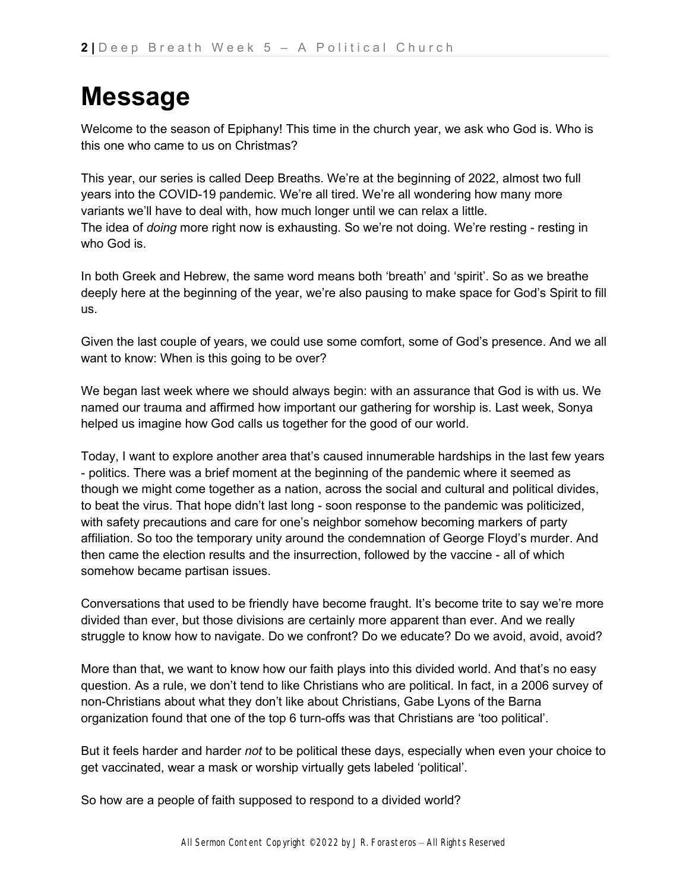# Message

Welcome to the season of Epiphany! This time in the church year, we ask who God is. Who is this one who came to us on Christmas?

This year, our series is called Deep Breaths. We're at the beginning of 2022, almost two full years into the COVID-19 pandemic. We're all tired. We're all wondering how many more variants we'll have to deal with, how much longer until we can relax a little.
The idea of *doing* more right now is exhausting. So we're not doing. We're resting - resting in who God is.

In both Greek and Hebrew, the same word means both 'breath' and 'spirit'. So as we breathe deeply here at the beginning of the year, we're also pausing to make space for God's Spirit to fill us.

Given the last couple of years, we could use some comfort, some of God's presence. And we all want to know: When is this going to be over?

We began last week where we should always begin: with an assurance that God is with us. We named our trauma and affirmed how important our gathering for worship is. Last week, Sonya helped us imagine how God calls us together for the good of our world.

Today, I want to explore another area that's caused innumerable hardships in the last few years - politics. There was a brief moment at the beginning of the pandemic where it seemed as though we might come together as a nation, across the social and cultural and political divides, to beat the virus. That hope didn't last long - soon response to the pandemic was politicized, with safety precautions and care for one's neighbor somehow becoming markers of party affiliation. So too the temporary unity around the condemnation of George Floyd's murder. And then came the election results and the insurrection, followed by the vaccine - all of which somehow became partisan issues.

Conversations that used to be friendly have become fraught. It's become trite to say we're more divided than ever, but those divisions are certainly more apparent than ever. And we really struggle to know how to navigate. Do we confront? Do we educate? Do we avoid, avoid, avoid?

More than that, we want to know how our faith plays into this divided world. And that's no easy question. As a rule, we don't tend to like Christians who are political. In fact, in a 2006 survey of non-Christians about what they don't like about Christians, Gabe Lyons of the Barna organization found that one of the top 6 turn-offs was that Christians are 'too political'.

But it feels harder and harder *not* to be political these days, especially when even your choice to get vaccinated, wear a mask or worship virtually gets labeled 'political'.

So how are a people of faith supposed to respond to a divided world?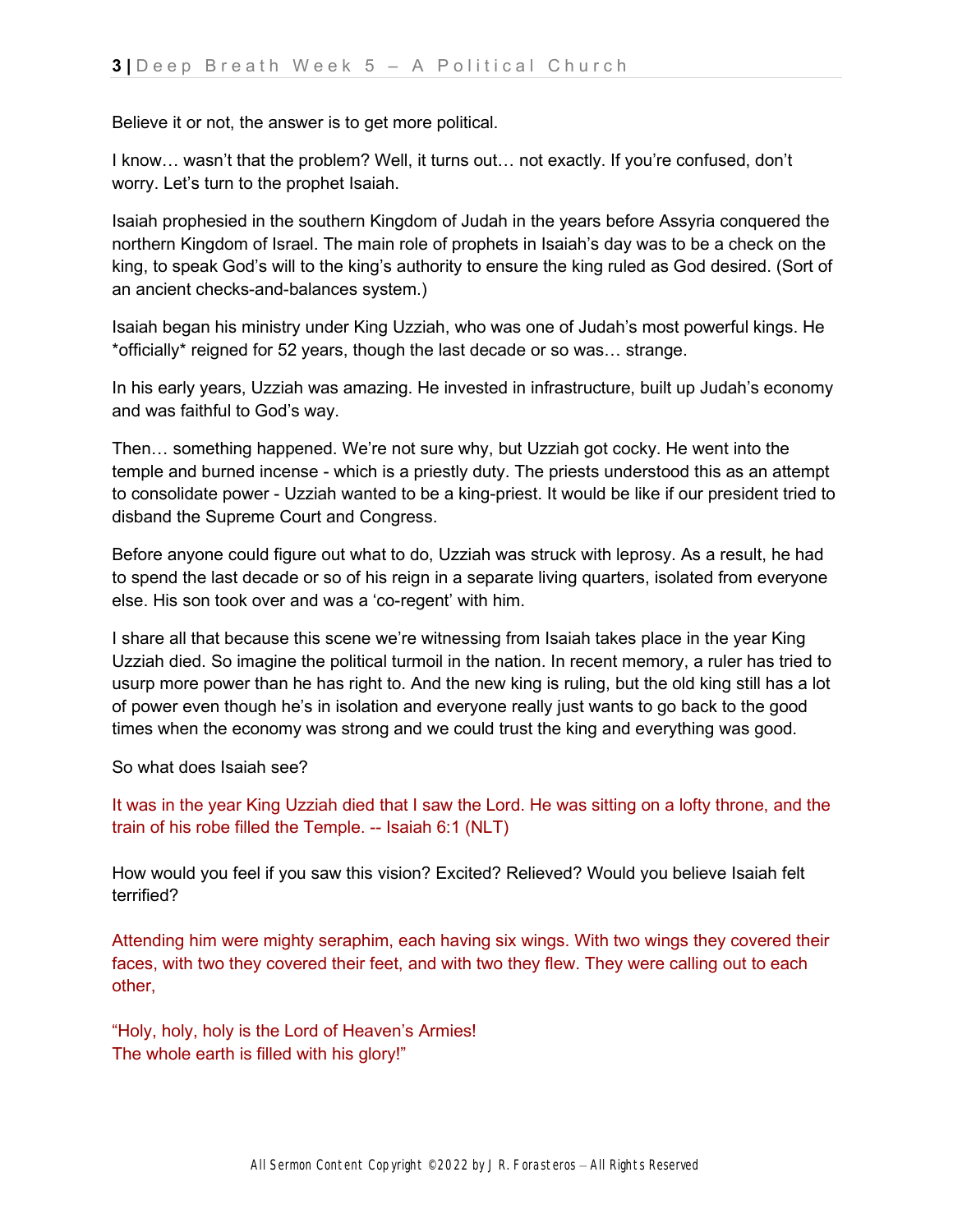Believe it or not, the answer is to get more political.

I know… wasn't that the problem? Well, it turns out… not exactly. If you're confused, don't worry. Let's turn to the prophet Isaiah.

Isaiah prophesied in the southern Kingdom of Judah in the years before Assyria conquered the northern Kingdom of Israel. The main role of prophets in Isaiah's day was to be a check on the king, to speak God's will to the king's authority to ensure the king ruled as God desired. (Sort of an ancient checks-and-balances system.)

Isaiah began his ministry under King Uzziah, who was one of Judah's most powerful kings. He *officially* reigned for 52 years, though the last decade or so was… strange.

In his early years, Uzziah was amazing. He invested in infrastructure, built up Judah's economy and was faithful to God's way.

Then… something happened. We're not sure why, but Uzziah got cocky. He went into the temple and burned incense - which is a priestly duty. The priests understood this as an attempt to consolidate power - Uzziah wanted to be a king-priest. It would be like if our president tried to disband the Supreme Court and Congress.

Before anyone could figure out what to do, Uzziah was struck with leprosy. As a result, he had to spend the last decade or so of his reign in a separate living quarters, isolated from everyone else. His son took over and was a 'co-regent' with him.

I share all that because this scene we're witnessing from Isaiah takes place in the year King Uzziah died. So imagine the political turmoil in the nation. In recent memory, a ruler has tried to usurp more power than he has right to. And the new king is ruling, but the old king still has a lot of power even though he's in isolation and everyone really just wants to go back to the good times when the economy was strong and we could trust the king and everything was good.

So what does Isaiah see?

It was in the year King Uzziah died that I saw the Lord. He was sitting on a lofty throne, and the train of his robe filled the Temple. -- Isaiah 6:1 (NLT)

How would you feel if you saw this vision? Excited? Relieved? Would you believe Isaiah felt terrified?

Attending him were mighty seraphim, each having six wings. With two wings they covered their faces, with two they covered their feet, and with two they flew. They were calling out to each other,

"Holy, holy, holy is the Lord of Heaven's Armies!
The whole earth is filled with his glory!"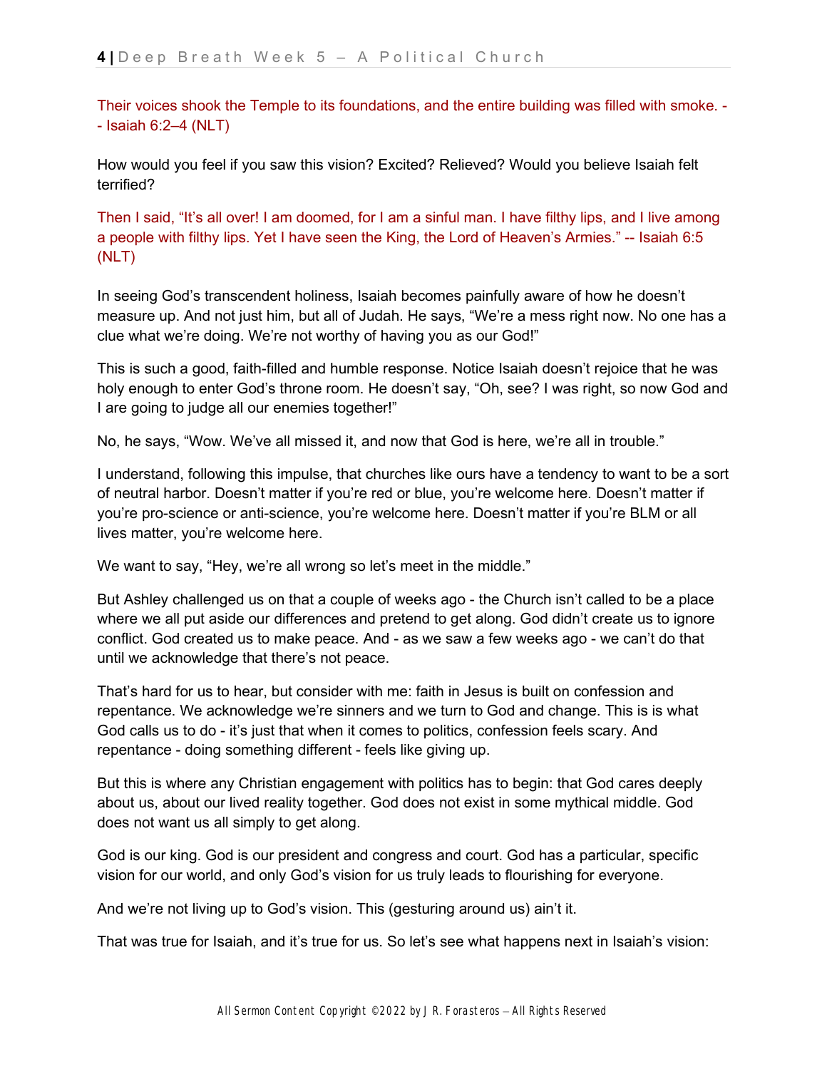Their voices shook the Temple to its foundations, and the entire building was filled with smoke. -- Isaiah 6:2–4 (NLT)

How would you feel if you saw this vision? Excited? Relieved? Would you believe Isaiah felt terrified?

Then I said, "It's all over! I am doomed, for I am a sinful man. I have filthy lips, and I live among a people with filthy lips. Yet I have seen the King, the Lord of Heaven's Armies." -- Isaiah 6:5 (NLT)

In seeing God's transcendent holiness, Isaiah becomes painfully aware of how he doesn't measure up. And not just him, but all of Judah. He says, "We're a mess right now. No one has a clue what we're doing. We're not worthy of having you as our God!"

This is such a good, faith-filled and humble response. Notice Isaiah doesn't rejoice that he was holy enough to enter God's throne room. He doesn't say, "Oh, see? I was right, so now God and I are going to judge all our enemies together!"

No, he says, "Wow. We've all missed it, and now that God is here, we're all in trouble."

I understand, following this impulse, that churches like ours have a tendency to want to be a sort of neutral harbor. Doesn't matter if you're red or blue, you're welcome here. Doesn't matter if you're pro-science or anti-science, you're welcome here. Doesn't matter if you're BLM or all lives matter, you're welcome here.

We want to say, "Hey, we're all wrong so let's meet in the middle."

But Ashley challenged us on that a couple of weeks ago - the Church isn't called to be a place where we all put aside our differences and pretend to get along. God didn't create us to ignore conflict. God created us to make peace. And - as we saw a few weeks ago - we can't do that until we acknowledge that there's not peace.

That's hard for us to hear, but consider with me: faith in Jesus is built on confession and repentance. We acknowledge we're sinners and we turn to God and change. This is is what God calls us to do - it's just that when it comes to politics, confession feels scary. And repentance - doing something different - feels like giving up.

But this is where any Christian engagement with politics has to begin: that God cares deeply about us, about our lived reality together. God does not exist in some mythical middle. God does not want us all simply to get along.

God is our king. God is our president and congress and court. God has a particular, specific vision for our world, and only God's vision for us truly leads to flourishing for everyone.

And we're not living up to God's vision. This (gesturing around us) ain't it.

That was true for Isaiah, and it's true for us. So let's see what happens next in Isaiah's vision: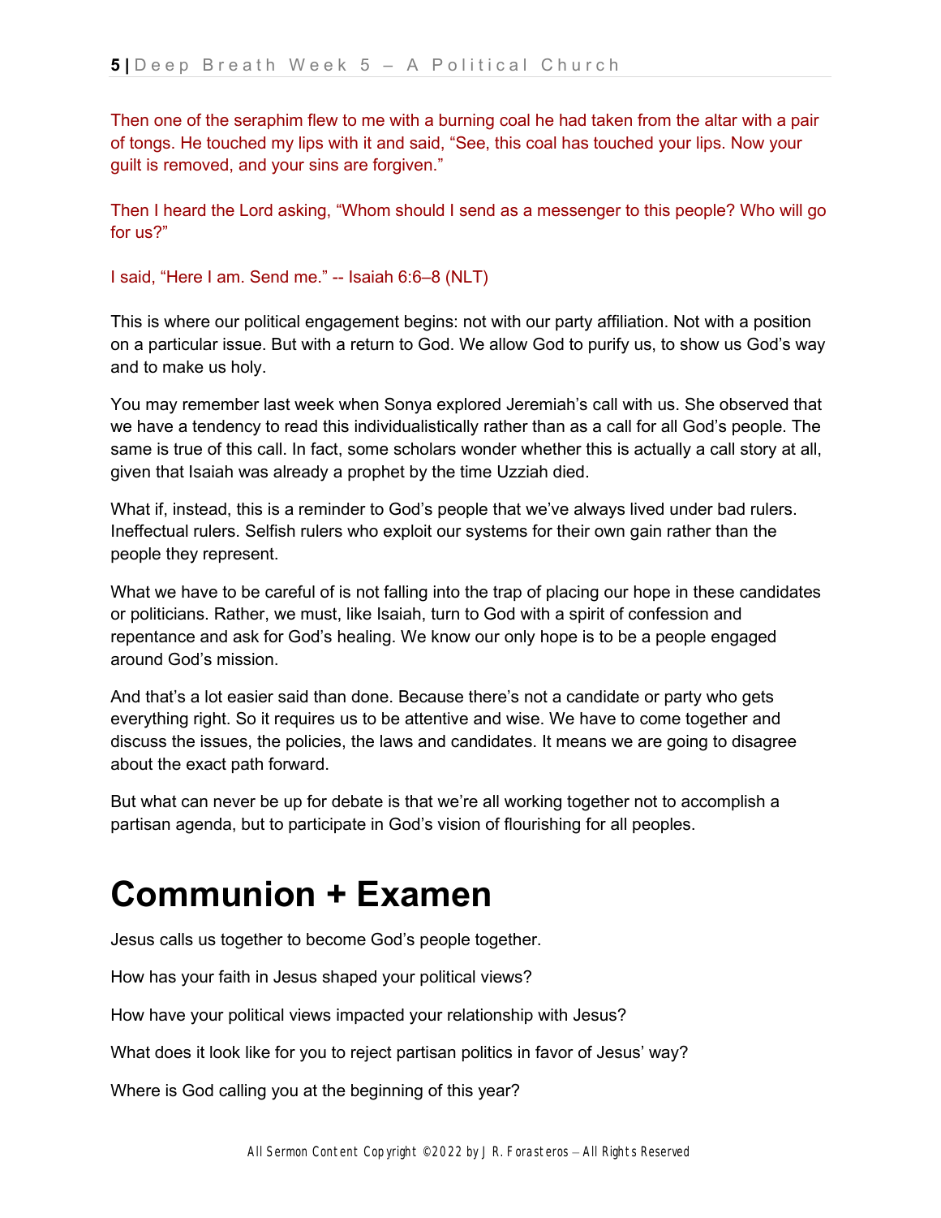Then one of the seraphim flew to me with a burning coal he had taken from the altar with a pair of tongs. He touched my lips with it and said, “See, this coal has touched your lips. Now your guilt is removed, and your sins are forgiven.”

Then I heard the Lord asking, “Whom should I send as a messenger to this people? Who will go for us?”

I said, “Here I am. Send me.” -- Isaiah 6:6–8 (NLT)

This is where our political engagement begins: not with our party affiliation. Not with a position on a particular issue. But with a return to God. We allow God to purify us, to show us God’s way and to make us holy.

You may remember last week when Sonya explored Jeremiah’s call with us. She observed that we have a tendency to read this individualistically rather than as a call for all God’s people. The same is true of this call. In fact, some scholars wonder whether this is actually a call story at all, given that Isaiah was already a prophet by the time Uzziah died.

What if, instead, this is a reminder to God’s people that we’ve always lived under bad rulers. Ineffectual rulers. Selfish rulers who exploit our systems for their own gain rather than the people they represent.

What we have to be careful of is not falling into the trap of placing our hope in these candidates or politicians. Rather, we must, like Isaiah, turn to God with a spirit of confession and repentance and ask for God’s healing. We know our only hope is to be a people engaged around God’s mission.

And that’s a lot easier said than done. Because there’s not a candidate or party who gets everything right. So it requires us to be attentive and wise. We have to come together and discuss the issues, the policies, the laws and candidates. It means we are going to disagree about the exact path forward.

But what can never be up for debate is that we’re all working together not to accomplish a partisan agenda, but to participate in God’s vision of flourishing for all peoples.

# Communion + Examen

Jesus calls us together to become God’s people together.

How has your faith in Jesus shaped your political views?

How have your political views impacted your relationship with Jesus?

What does it look like for you to reject partisan politics in favor of Jesus’ way?

Where is God calling you at the beginning of this year?

All Sermon Content Copyright ©2022 by J R. Forasteros – All Rights Reserved